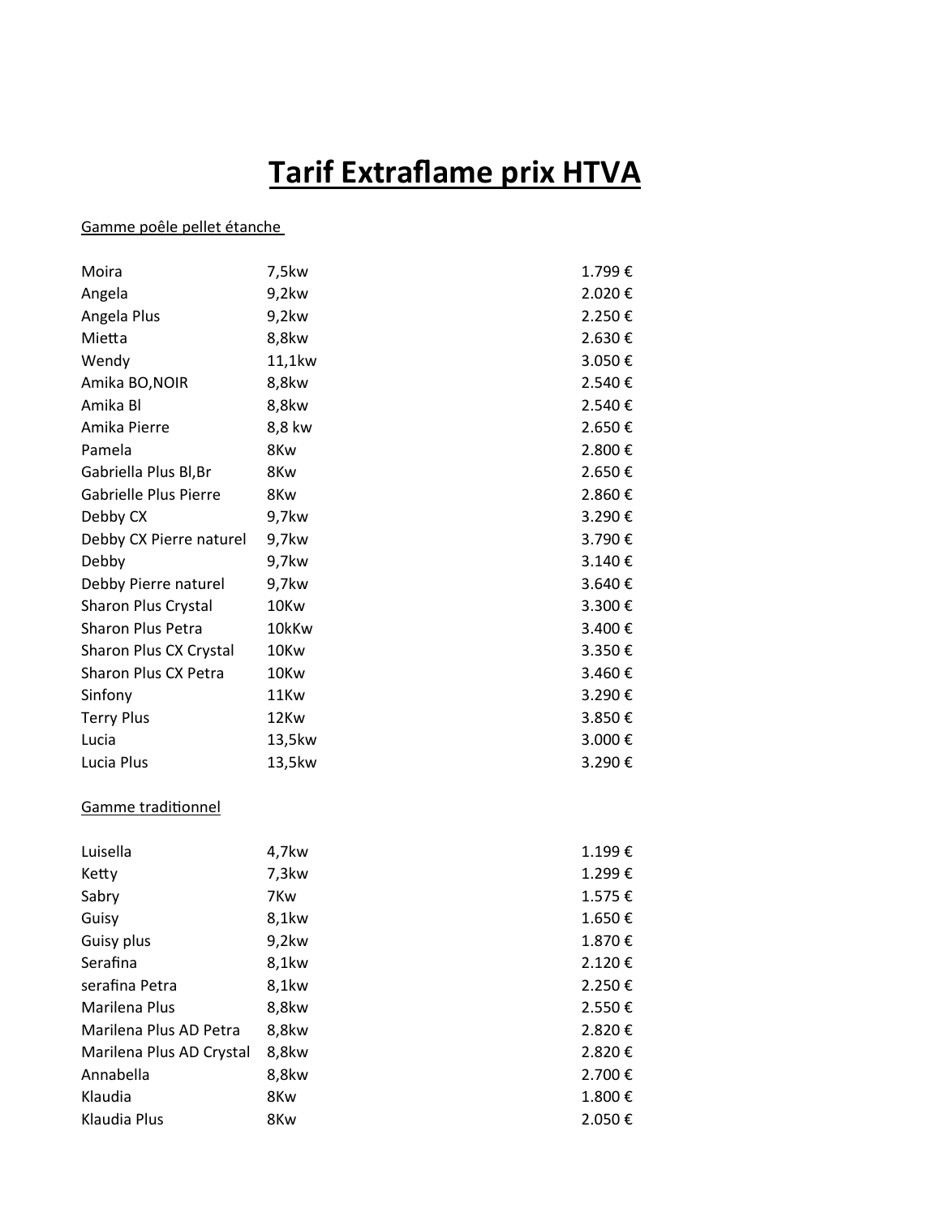# Tarif Extraflame prix HTVA

Gamme poêle pellet étanche

| | | |
|---|---|---|
| Moira | 7,5kw | 1.799 € |
| Angela | 9,2kw | 2.020 € |
| Angela Plus | 9,2kw | 2.250 € |
| Mietta | 8,8kw | 2.630 € |
| Wendy | 11,1kw | 3.050 € |
| Amika BO,NOIR | 8,8kw | 2.540 € |
| Amika Bl | 8,8kw | 2.540 € |
| Amika Pierre | 8,8 kw | 2.650 € |
| Pamela | 8Kw | 2.800 € |
| Gabriella Plus Bl,Br | 8Kw | 2.650 € |
| Gabrielle Plus Pierre | 8Kw | 2.860 € |
| Debby CX | 9,7kw | 3.290 € |
| Debby CX Pierre naturel | 9,7kw | 3.790 € |
| Debby | 9,7kw | 3.140 € |
| Debby Pierre naturel | 9,7kw | 3.640 € |
| Sharon Plus Crystal | 10Kw | 3.300 € |
| Sharon Plus Petra | 10kKw | 3.400 € |
| Sharon Plus CX Crystal | 10Kw | 3.350 € |
| Sharon Plus CX Petra | 10Kw | 3.460 € |
| Sinfony | 11Kw | 3.290 € |
| Terry Plus | 12Kw | 3.850 € |
| Lucia | 13,5kw | 3.000 € |
| Lucia Plus | 13,5kw | 3.290 € |

Gamme traditionnel

| | | |
|---|---|---|
| Luisella | 4,7kw | 1.199 € |
| Ketty | 7,3kw | 1.299 € |
| Sabry | 7Kw | 1.575 € |
| Guisy | 8,1kw | 1.650 € |
| Guisy plus | 9,2kw | 1.870 € |
| Serafina | 8,1kw | 2.120 € |
| serafina Petra | 8,1kw | 2.250 € |
| Marilena Plus | 8,8kw | 2.550 € |
| Marilena Plus AD Petra | 8,8kw | 2.820 € |
| Marilena Plus AD Crystal | 8,8kw | 2.820 € |
| Annabella | 8,8kw | 2.700 € |
| Klaudia | 8Kw | 1.800 € |
| Klaudia Plus | 8Kw | 2.050 € |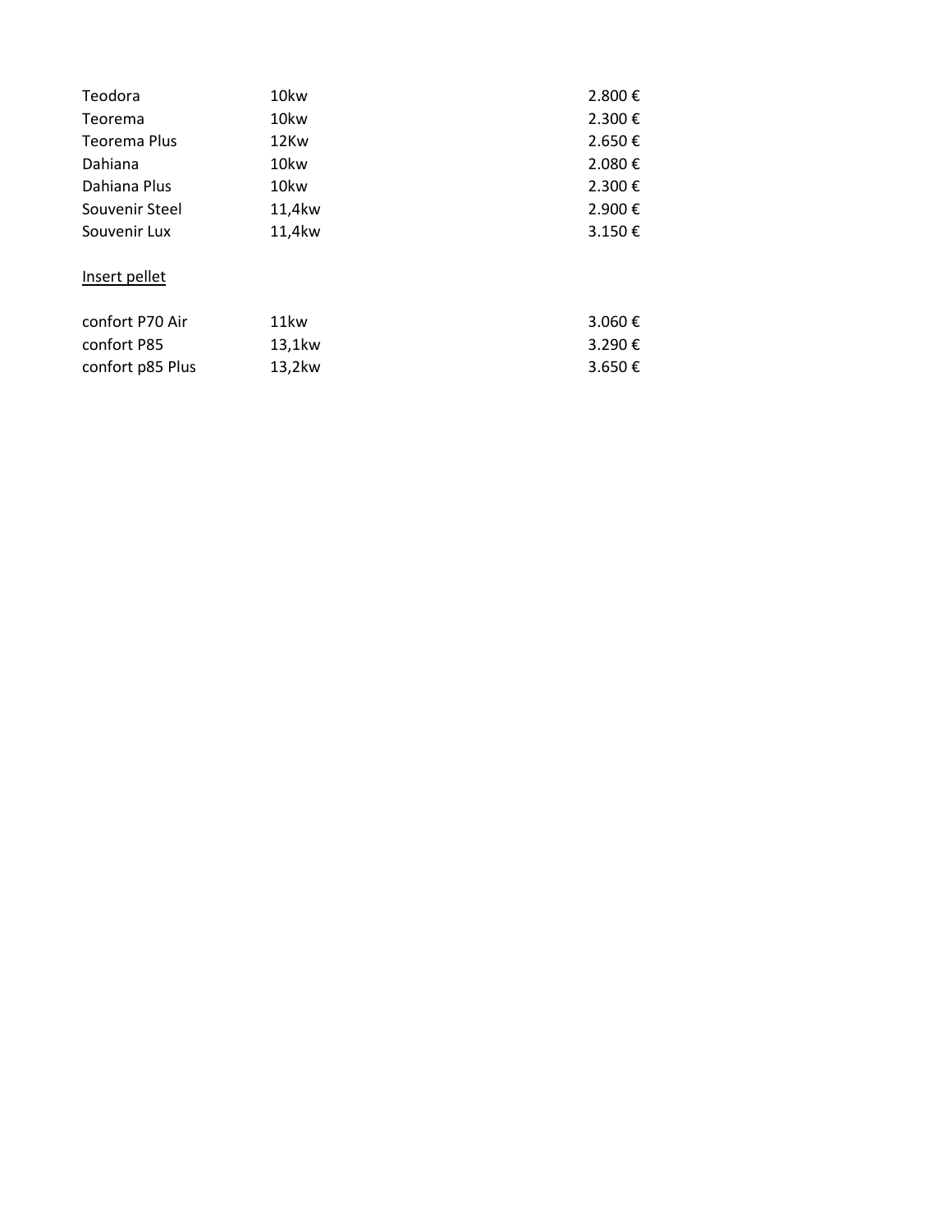| | | |
|---|---|---|
| Teodora | 10kw | 2.800 € |
| Teorema | 10kw | 2.300 € |
| Teorema Plus | 12Kw | 2.650 € |
| Dahiana | 10kw | 2.080 € |
| Dahiana Plus | 10kw | 2.300 € |
| Souvenir Steel | 11,4kw | 2.900 € |
| Souvenir Lux | 11,4kw | 3.150 € |

<u>Insert pellet</u>

| | | |
|---|---|---|
| confort P70 Air | 11kw | 3.060 € |
| confort P85 | 13,1kw | 3.290 € |
| confort p85 Plus | 13,2kw | 3.650 € |